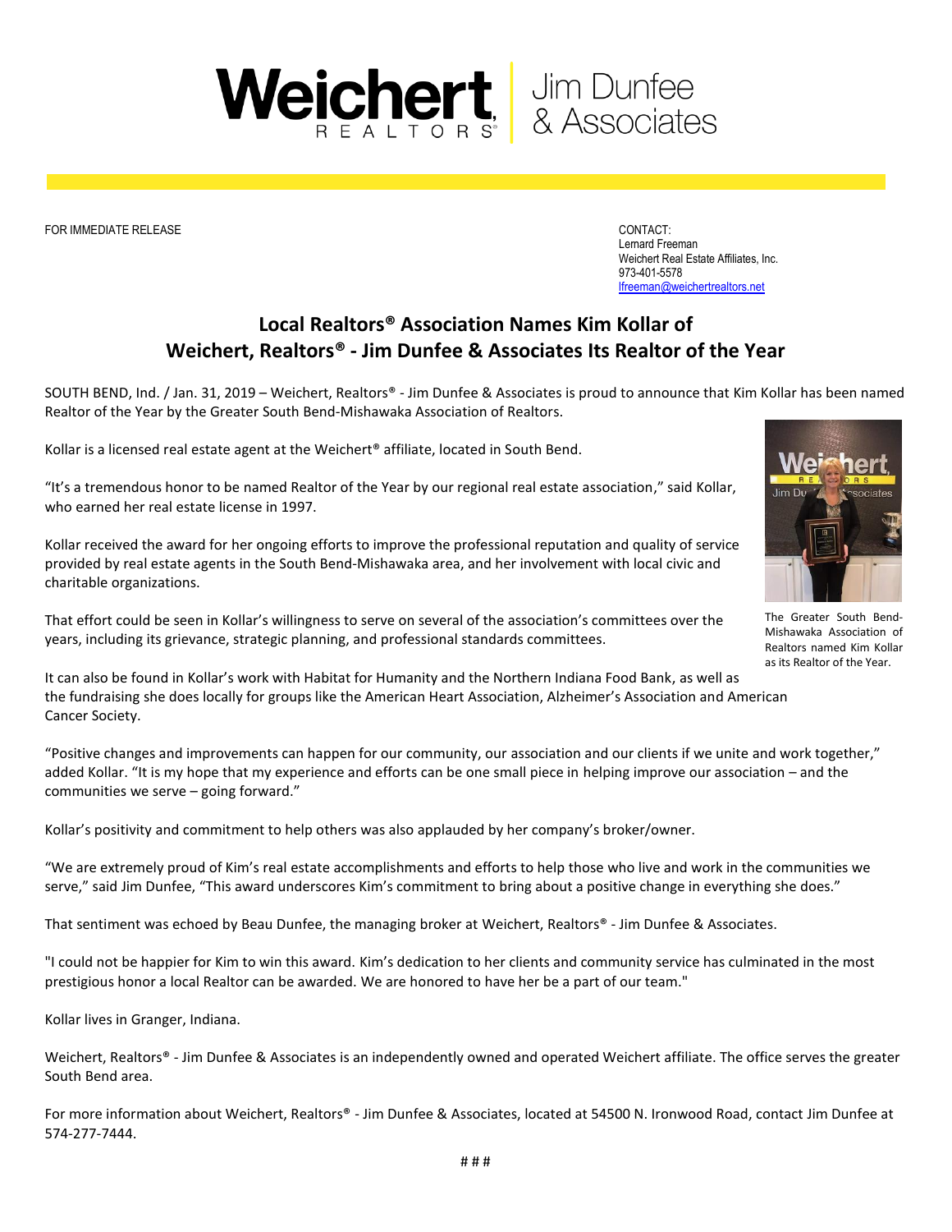Weichert REALTORS® | Jim Dunfee & Associates

FOR IMMEDIATE RELEASE

CONTACT:
Lernard Freeman
Weichert Real Estate Affiliates, Inc.
973-401-5578
lfreeman@weichertrealtors.net

# Local Realtors® Association Names Kim Kollar of Weichert, Realtors® - Jim Dunfee & Associates Its Realtor of the Year

SOUTH BEND, Ind. / Jan. 31, 2019 – Weichert, Realtors® - Jim Dunfee & Associates is proud to announce that Kim Kollar has been named Realtor of the Year by the Greater South Bend-Mishawaka Association of Realtors.

Kollar is a licensed real estate agent at the Weichert® affiliate, located in South Bend.

"It's a tremendous honor to be named Realtor of the Year by our regional real estate association," said Kollar, who earned her real estate license in 1997.

Kollar received the award for her ongoing efforts to improve the professional reputation and quality of service provided by real estate agents in the South Bend-Mishawaka area, and her involvement with local civic and charitable organizations.

That effort could be seen in Kollar's willingness to serve on several of the association's committees over the years, including its grievance, strategic planning, and professional standards committees.

The Greater South Bend-Mishawaka Association of Realtors named Kim Kollar as its Realtor of the Year.

It can also be found in Kollar's work with Habitat for Humanity and the Northern Indiana Food Bank, as well as the fundraising she does locally for groups like the American Heart Association, Alzheimer's Association and American Cancer Society.

"Positive changes and improvements can happen for our community, our association and our clients if we unite and work together," added Kollar. "It is my hope that my experience and efforts can be one small piece in helping improve our association – and the communities we serve – going forward."

Kollar's positivity and commitment to help others was also applauded by her company's broker/owner.

"We are extremely proud of Kim's real estate accomplishments and efforts to help those who live and work in the communities we serve," said Jim Dunfee, "This award underscores Kim's commitment to bring about a positive change in everything she does."

That sentiment was echoed by Beau Dunfee, the managing broker at Weichert, Realtors® - Jim Dunfee & Associates.

"I could not be happier for Kim to win this award. Kim's dedication to her clients and community service has culminated in the most prestigious honor a local Realtor can be awarded. We are honored to have her be a part of our team."

Kollar lives in Granger, Indiana.

Weichert, Realtors® - Jim Dunfee & Associates is an independently owned and operated Weichert affiliate. The office serves the greater South Bend area.

For more information about Weichert, Realtors® - Jim Dunfee & Associates, located at 54500 N. Ironwood Road, contact Jim Dunfee at 574-277-7444.

# # #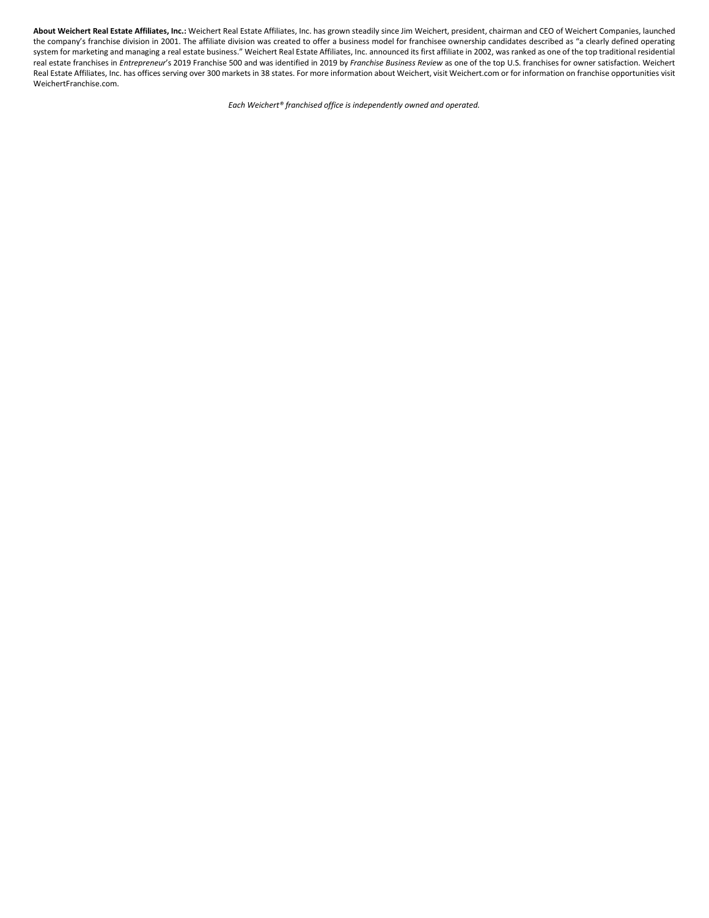**About Weichert Real Estate Affiliates, Inc.:** Weichert Real Estate Affiliates, Inc. has grown steadily since Jim Weichert, president, chairman and CEO of Weichert Companies, launched the company's franchise division in 2001. The affiliate division was created to offer a business model for franchisee ownership candidates described as "a clearly defined operating system for marketing and managing a real estate business." Weichert Real Estate Affiliates, Inc. announced its first affiliate in 2002, was ranked as one of the top traditional residential real estate franchises in *Entrepreneur*'s 2019 Franchise 500 and was identified in 2019 by *Franchise Business Review* as one of the top U.S. franchises for owner satisfaction. Weichert Real Estate Affiliates, Inc. has offices serving over 300 markets in 38 states. For more information about Weichert, visit Weichert.com or for information on franchise opportunities visit WeichertFranchise.com.

*Each Weichert® franchised office is independently owned and operated.*